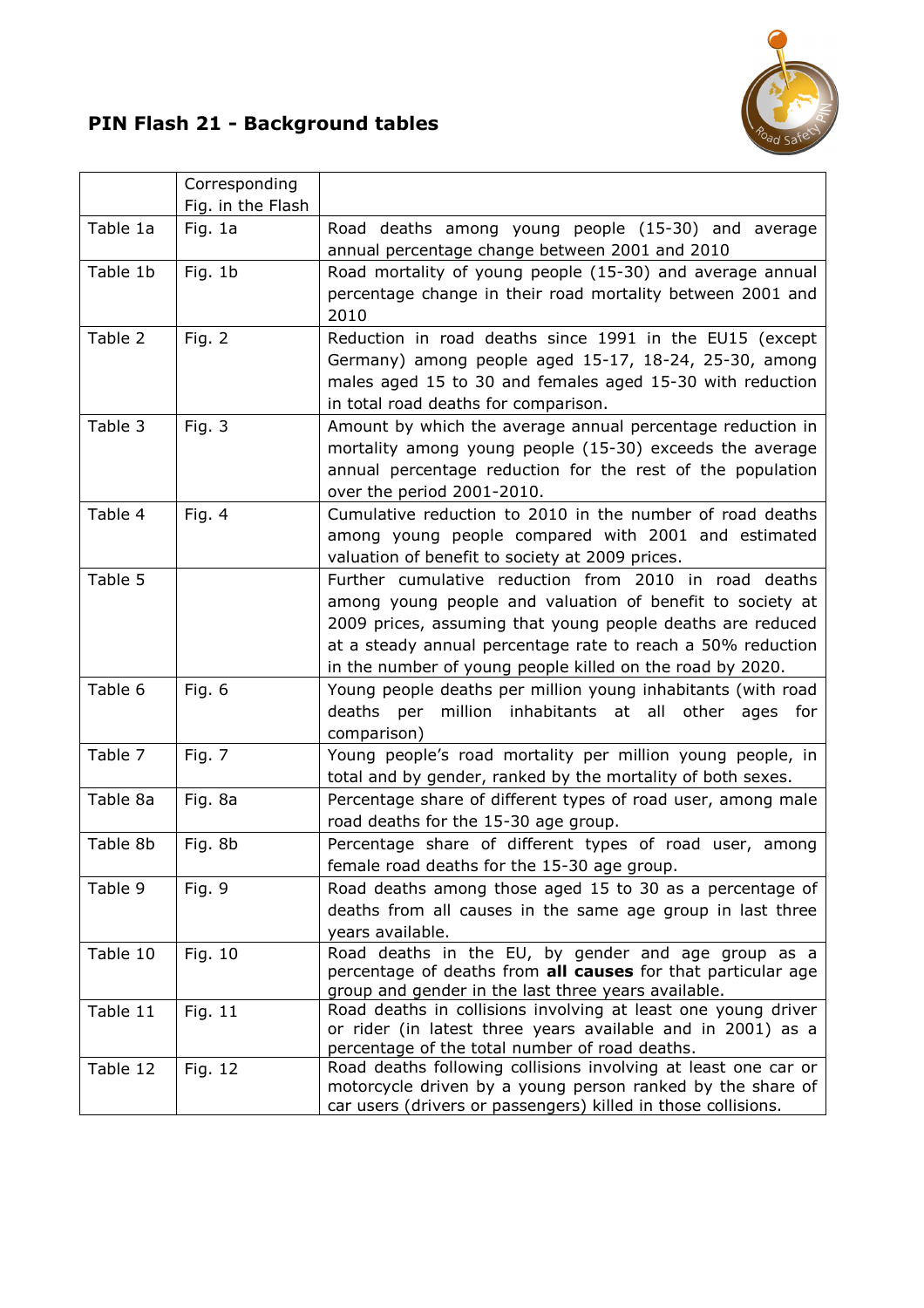# PIN Flash 21 - Background tables

| | Corresponding Fig. in the Flash | |
|---|---|---|
| Table 1a | Fig. 1a | Road deaths among young people (15-30) and average annual percentage change between 2001 and 2010 |
| Table 1b | Fig. 1b | Road mortality of young people (15-30) and average annual percentage change in their road mortality between 2001 and 2010 |
| Table 2 | Fig. 2 | Reduction in road deaths since 1991 in the EU15 (except Germany) among people aged 15-17, 18-24, 25-30, among males aged 15 to 30 and females aged 15-30 with reduction in total road deaths for comparison. |
| Table 3 | Fig. 3 | Amount by which the average annual percentage reduction in mortality among young people (15-30) exceeds the average annual percentage reduction for the rest of the population over the period 2001-2010. |
| Table 4 | Fig. 4 | Cumulative reduction to 2010 in the number of road deaths among young people compared with 2001 and estimated valuation of benefit to society at 2009 prices. |
| Table 5 | | Further cumulative reduction from 2010 in road deaths among young people and valuation of benefit to society at 2009 prices, assuming that young people deaths are reduced at a steady annual percentage rate to reach a 50% reduction in the number of young people killed on the road by 2020. |
| Table 6 | Fig. 6 | Young people deaths per million young inhabitants (with road deaths per million inhabitants at all other ages for comparison) |
| Table 7 | Fig. 7 | Young people's road mortality per million young people, in total and by gender, ranked by the mortality of both sexes. |
| Table 8a | Fig. 8a | Percentage share of different types of road user, among male road deaths for the 15-30 age group. |
| Table 8b | Fig. 8b | Percentage share of different types of road user, among female road deaths for the 15-30 age group. |
| Table 9 | Fig. 9 | Road deaths among those aged 15 to 30 as a percentage of deaths from all causes in the same age group in last three years available. |
| Table 10 | Fig. 10 | Road deaths in the EU, by gender and age group as a percentage of deaths from **all causes** for that particular age group and gender in the last three years available. |
| Table 11 | Fig. 11 | Road deaths in collisions involving at least one young driver or rider (in latest three years available and in 2001) as a percentage of the total number of road deaths. |
| Table 12 | Fig. 12 | Road deaths following collisions involving at least one car or motorcycle driven by a young person ranked by the share of car users (drivers or passengers) killed in those collisions. |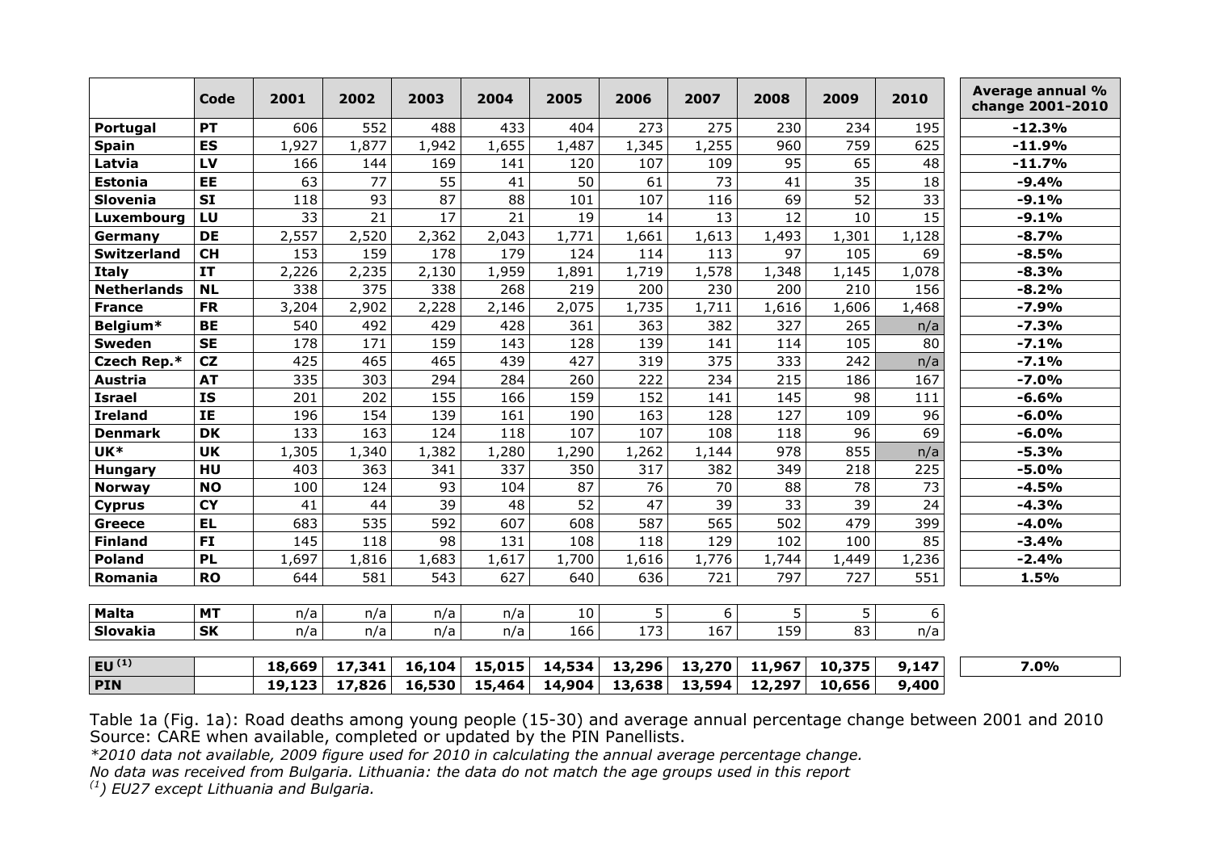| | Code | 2001 | 2002 | 2003 | 2004 | 2005 | 2006 | 2007 | 2008 | 2009 | 2010 | Average annual % change 2001-2010 |
|---|---|---|---|---|---|---|---|---|---|---|---|---|
| **Portugal** | **PT** | 606 | 552 | 488 | 433 | 404 | 273 | 275 | 230 | 234 | 195 | **-12.3%** |
| **Spain** | **ES** | 1,927 | 1,877 | 1,942 | 1,655 | 1,487 | 1,345 | 1,255 | 960 | 759 | 625 | **-11.9%** |
| **Latvia** | **LV** | 166 | 144 | 169 | 141 | 120 | 107 | 109 | 95 | 65 | 48 | **-11.7%** |
| **Estonia** | **EE** | 63 | 77 | 55 | 41 | 50 | 61 | 73 | 41 | 35 | 18 | **-9.4%** |
| **Slovenia** | **SI** | 118 | 93 | 87 | 88 | 101 | 107 | 116 | 69 | 52 | 33 | **-9.1%** |
| **Luxembourg** | **LU** | 33 | 21 | 17 | 21 | 19 | 14 | 13 | 12 | 10 | 15 | **-9.1%** |
| **Germany** | **DE** | 2,557 | 2,520 | 2,362 | 2,043 | 1,771 | 1,661 | 1,613 | 1,493 | 1,301 | 1,128 | **-8.7%** |
| **Switzerland** | **CH** | 153 | 159 | 178 | 179 | 124 | 114 | 113 | 97 | 105 | 69 | **-8.5%** |
| **Italy** | **IT** | 2,226 | 2,235 | 2,130 | 1,959 | 1,891 | 1,719 | 1,578 | 1,348 | 1,145 | 1,078 | **-8.3%** |
| **Netherlands** | **NL** | 338 | 375 | 338 | 268 | 219 | 200 | 230 | 200 | 210 | 156 | **-8.2%** |
| **France** | **FR** | 3,204 | 2,902 | 2,228 | 2,146 | 2,075 | 1,735 | 1,711 | 1,616 | 1,606 | 1,468 | **-7.9%** |
| **Belgium*** | **BE** | 540 | 492 | 429 | 428 | 361 | 363 | 382 | 327 | 265 | n/a | **-7.3%** |
| **Sweden** | **SE** | 178 | 171 | 159 | 143 | 128 | 139 | 141 | 114 | 105 | 80 | **-7.1%** |
| **Czech Rep.*** | **CZ** | 425 | 465 | 465 | 439 | 427 | 319 | 375 | 333 | 242 | n/a | **-7.1%** |
| **Austria** | **AT** | 335 | 303 | 294 | 284 | 260 | 222 | 234 | 215 | 186 | 167 | **-7.0%** |
| **Israel** | **IS** | 201 | 202 | 155 | 166 | 159 | 152 | 141 | 145 | 98 | 111 | **-6.6%** |
| **Ireland** | **IE** | 196 | 154 | 139 | 161 | 190 | 163 | 128 | 127 | 109 | 96 | **-6.0%** |
| **Denmark** | **DK** | 133 | 163 | 124 | 118 | 107 | 107 | 108 | 118 | 96 | 69 | **-6.0%** |
| **UK*** | **UK** | 1,305 | 1,340 | 1,382 | 1,280 | 1,290 | 1,262 | 1,144 | 978 | 855 | n/a | **-5.3%** |
| **Hungary** | **HU** | 403 | 363 | 341 | 337 | 350 | 317 | 382 | 349 | 218 | 225 | **-5.0%** |
| **Norway** | **NO** | 100 | 124 | 93 | 104 | 87 | 76 | 70 | 88 | 78 | 73 | **-4.5%** |
| **Cyprus** | **CY** | 41 | 44 | 39 | 48 | 52 | 47 | 39 | 33 | 39 | 24 | **-4.3%** |
| **Greece** | **EL** | 683 | 535 | 592 | 607 | 608 | 587 | 565 | 502 | 479 | 399 | **-4.0%** |
| **Finland** | **FI** | 145 | 118 | 98 | 131 | 108 | 118 | 129 | 102 | 100 | 85 | **-3.4%** |
| **Poland** | **PL** | 1,697 | 1,816 | 1,683 | 1,617 | 1,700 | 1,616 | 1,776 | 1,744 | 1,449 | 1,236 | **-2.4%** |
| **Romania** | **RO** | 644 | 581 | 543 | 627 | 640 | 636 | 721 | 797 | 727 | 551 | **1.5%** |
| **Malta** | **MT** | n/a | n/a | n/a | n/a | 10 | 5 | 6 | 5 | 5 | 6 | |
| **Slovakia** | **SK** | n/a | n/a | n/a | n/a | 166 | 173 | 167 | 159 | 83 | n/a | |
| **EU [1]** | | **18,669** | **17,341** | **16,104** | **15,015** | **14,534** | **13,296** | **13,270** | **11,967** | **10,375** | **9,147** | **7.0%** |
| **PIN** | | **19,123** | **17,826** | **16,530** | **15,464** | **14,904** | **13,638** | **13,594** | **12,297** | **10,656** | **9,400** | |

Table 1a (Fig. 1a): Road deaths among young people (15-30) and average annual percentage change between 2001 and 2010
Source: CARE when available, completed or updated by the PIN Panellists.
*\*2010 data not available, 2009 figure used for 2010 in calculating the annual average percentage change.*
*No data was received from Bulgaria. Lithuania: the data do not match the age groups used in this report*
*[1] EU27 except Lithuania and Bulgaria.*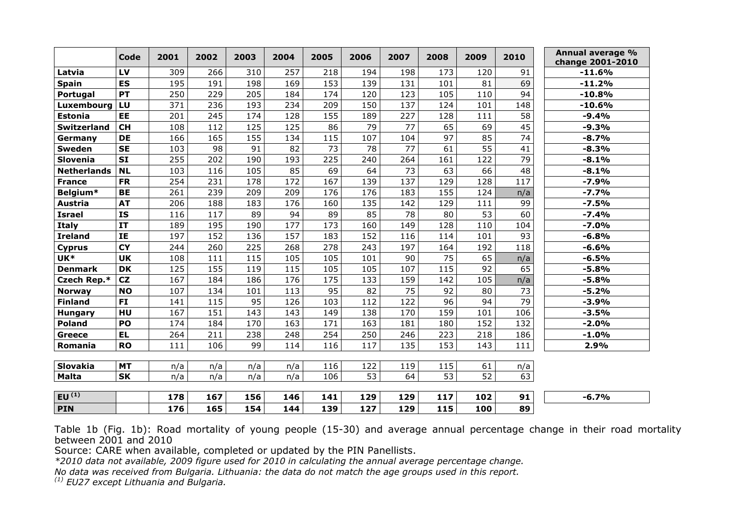| | Code | 2001 | 2002 | 2003 | 2004 | 2005 | 2006 | 2007 | 2008 | 2009 | 2010 | Annual average % change 2001-2010 |
|---|---|---|---|---|---|---|---|---|---|---|---|---|
| **Latvia** | **LV** | 309 | 266 | 310 | 257 | 218 | 194 | 198 | 173 | 120 | 91 | **-11.6%** |
| **Spain** | **ES** | 195 | 191 | 198 | 169 | 153 | 139 | 131 | 101 | 81 | 69 | **-11.2%** |
| **Portugal** | **PT** | 250 | 229 | 205 | 184 | 174 | 120 | 123 | 105 | 110 | 94 | **-10.8%** |
| **Luxembourg** | **LU** | 371 | 236 | 193 | 234 | 209 | 150 | 137 | 124 | 101 | 148 | **-10.6%** |
| **Estonia** | **EE** | 201 | 245 | 174 | 128 | 155 | 189 | 227 | 128 | 111 | 58 | **-9.4%** |
| **Switzerland** | **CH** | 108 | 112 | 125 | 125 | 86 | 79 | 77 | 65 | 69 | 45 | **-9.3%** |
| **Germany** | **DE** | 166 | 165 | 155 | 134 | 115 | 107 | 104 | 97 | 85 | 74 | **-8.7%** |
| **Sweden** | **SE** | 103 | 98 | 91 | 82 | 73 | 78 | 77 | 61 | 55 | 41 | **-8.3%** |
| **Slovenia** | **SI** | 255 | 202 | 190 | 193 | 225 | 240 | 264 | 161 | 122 | 79 | **-8.1%** |
| **Netherlands** | **NL** | 103 | 116 | 105 | 85 | 69 | 64 | 73 | 63 | 66 | 48 | **-8.1%** |
| **France** | **FR** | 254 | 231 | 178 | 172 | 167 | 139 | 137 | 129 | 128 | 117 | **-7.9%** |
| **Belgium*** | **BE** | 261 | 239 | 209 | 209 | 176 | 176 | 183 | 155 | 124 | n/a | **-7.7%** |
| **Austria** | **AT** | 206 | 188 | 183 | 176 | 160 | 135 | 142 | 129 | 111 | 99 | **-7.5%** |
| **Israel** | **IS** | 116 | 117 | 89 | 94 | 89 | 85 | 78 | 80 | 53 | 60 | **-7.4%** |
| **Italy** | **IT** | 189 | 195 | 190 | 177 | 173 | 160 | 149 | 128 | 110 | 104 | **-7.0%** |
| **Ireland** | **IE** | 197 | 152 | 136 | 157 | 183 | 152 | 116 | 114 | 101 | 93 | **-6.8%** |
| **Cyprus** | **CY** | 244 | 260 | 225 | 268 | 278 | 243 | 197 | 164 | 192 | 118 | **-6.6%** |
| **UK*** | **UK** | 108 | 111 | 115 | 105 | 105 | 101 | 90 | 75 | 65 | n/a | **-6.5%** |
| **Denmark** | **DK** | 125 | 155 | 119 | 115 | 105 | 105 | 107 | 115 | 92 | 65 | **-5.8%** |
| **Czech Rep.*** | **CZ** | 167 | 184 | 186 | 176 | 175 | 133 | 159 | 142 | 105 | n/a | **-5.8%** |
| **Norway** | **NO** | 107 | 134 | 101 | 113 | 95 | 82 | 75 | 92 | 80 | 73 | **-5.2%** |
| **Finland** | **FI** | 141 | 115 | 95 | 126 | 103 | 112 | 122 | 96 | 94 | 79 | **-3.9%** |
| **Hungary** | **HU** | 167 | 151 | 143 | 143 | 149 | 138 | 170 | 159 | 101 | 106 | **-3.5%** |
| **Poland** | **PO** | 174 | 184 | 170 | 163 | 171 | 163 | 181 | 180 | 152 | 132 | **-2.0%** |
| **Greece** | **EL** | 264 | 211 | 238 | 248 | 254 | 250 | 246 | 223 | 218 | 186 | **-1.0%** |
| **Romania** | **RO** | 111 | 106 | 99 | 114 | 116 | 117 | 135 | 153 | 143 | 111 | **2.9%** |
| **Slovakia** | **MT** | n/a | n/a | n/a | n/a | 116 | 122 | 119 | 115 | 61 | n/a | |
| **Malta** | **SK** | n/a | n/a | n/a | n/a | 106 | 53 | 64 | 53 | 52 | 63 | |
| **EU (1)** | | **178** | **167** | **156** | **146** | **141** | **129** | **129** | **117** | **102** | **91** | **-6.7%** |
| **PIN** | | **176** | **165** | **154** | **144** | **139** | **127** | **129** | **115** | **100** | **89** | |

Table 1b (Fig. 1b): Road mortality of young people (15-30) and average annual percentage change in their road mortality between 2001 and 2010

Source: CARE when available, completed or updated by the PIN Panellists.

*\*2010 data not available, 2009 figure used for 2010 in calculating the annual average percentage change.*

*No data was received from Bulgaria. Lithuania: the data do not match the age groups used in this report.*

*(1) EU27 except Lithuania and Bulgaria.*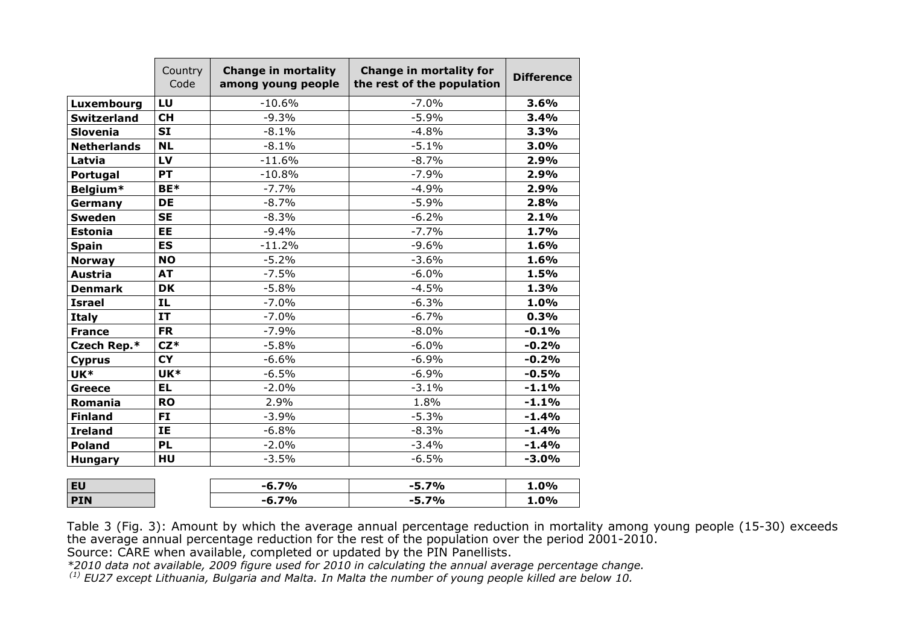| | Country Code | Change in mortality among young people | Change in mortality for the rest of the population | Difference |
|---|---|---|---|---|
| **Luxembourg** | **LU** | -10.6% | -7.0% | **3.6%** |
| **Switzerland** | **CH** | -9.3% | -5.9% | **3.4%** |
| **Slovenia** | **SI** | -8.1% | -4.8% | **3.3%** |
| **Netherlands** | **NL** | -8.1% | -5.1% | **3.0%** |
| **Latvia** | **LV** | -11.6% | -8.7% | **2.9%** |
| **Portugal** | **PT** | -10.8% | -7.9% | **2.9%** |
| **Belgium*** | **BE*** | -7.7% | -4.9% | **2.9%** |
| **Germany** | **DE** | -8.7% | -5.9% | **2.8%** |
| **Sweden** | **SE** | -8.3% | -6.2% | **2.1%** |
| **Estonia** | **EE** | -9.4% | -7.7% | **1.7%** |
| **Spain** | **ES** | -11.2% | -9.6% | **1.6%** |
| **Norway** | **NO** | -5.2% | -3.6% | **1.6%** |
| **Austria** | **AT** | -7.5% | -6.0% | **1.5%** |
| **Denmark** | **DK** | -5.8% | -4.5% | **1.3%** |
| **Israel** | **IL** | -7.0% | -6.3% | **1.0%** |
| **Italy** | **IT** | -7.0% | -6.7% | **0.3%** |
| **France** | **FR** | -7.9% | -8.0% | **-0.1%** |
| **Czech Rep.*** | **CZ*** | -5.8% | -6.0% | **-0.2%** |
| **Cyprus** | **CY** | -6.6% | -6.9% | **-0.2%** |
| **UK*** | **UK*** | -6.5% | -6.9% | **-0.5%** |
| **Greece** | **EL** | -2.0% | -3.1% | **-1.1%** |
| **Romania** | **RO** | 2.9% | 1.8% | **-1.1%** |
| **Finland** | **FI** | -3.9% | -5.3% | **-1.4%** |
| **Ireland** | **IE** | -6.8% | -8.3% | **-1.4%** |
| **Poland** | **PL** | -2.0% | -3.4% | **-1.4%** |
| **Hungary** | **HU** | -3.5% | -6.5% | **-3.0%** |
| **EU** | | **-6.7%** | **-5.7%** | **1.0%** |
| **PIN** | | **-6.7%** | **-5.7%** | **1.0%** |

Table 3 (Fig. 3): Amount by which the average annual percentage reduction in mortality among young people (15-30) exceeds the average annual percentage reduction for the rest of the population over the period 2001-2010.
Source: CARE when available, completed or updated by the PIN Panellists.
*\*2010 data not available, 2009 figure used for 2010 in calculating the annual average percentage change.*
*(1) EU27 except Lithuania, Bulgaria and Malta. In Malta the number of young people killed are below 10.*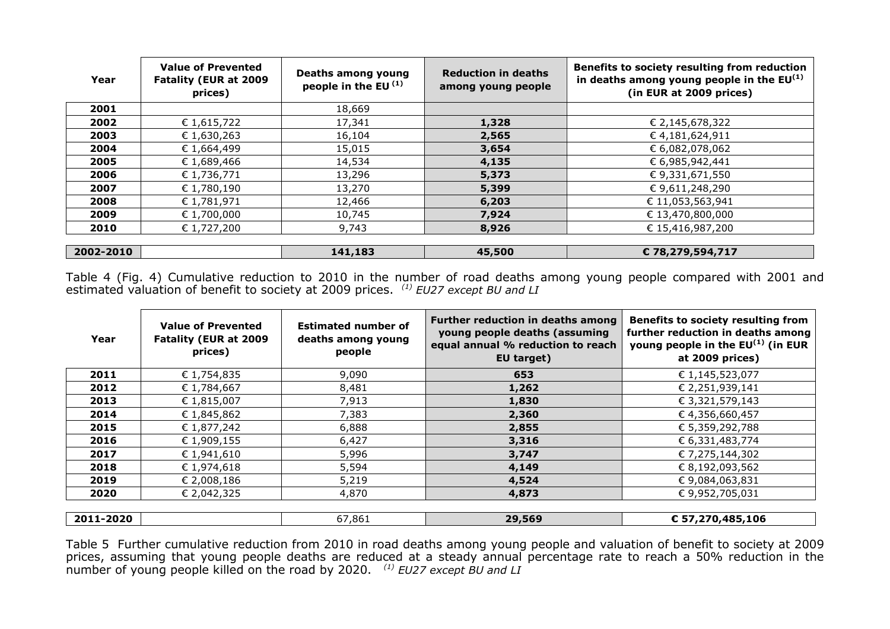| Year | Value of Prevented Fatality (EUR at 2009 prices) | Deaths among young people in the EU [(1)] | Reduction in deaths among young people | Benefits to society resulting from reduction in deaths among young people in the EU[(1)] (in EUR at 2009 prices) |
|---|---|---|---|---|
| **2001** | | 18,669 | | |
| **2002** | € 1,615,722 | 17,341 | **1,328** | € 2,145,678,322 |
| **2003** | € 1,630,263 | 16,104 | **2,565** | € 4,181,624,911 |
| **2004** | € 1,664,499 | 15,015 | **3,654** | € 6,082,078,062 |
| **2005** | € 1,689,466 | 14,534 | **4,135** | € 6,985,942,441 |
| **2006** | € 1,736,771 | 13,296 | **5,373** | € 9,331,671,550 |
| **2007** | € 1,780,190 | 13,270 | **5,399** | € 9,611,248,290 |
| **2008** | € 1,781,971 | 12,466 | **6,203** | € 11,053,563,941 |
| **2009** | € 1,700,000 | 10,745 | **7,924** | € 13,470,800,000 |
| **2010** | € 1,727,200 | 9,743 | **8,926** | € 15,416,987,200 |
| **2002-2010** | | **141,183** | **45,500** | **€ 78,279,594,717** |

Table 4 (Fig. 4) Cumulative reduction to 2010 in the number of road deaths among young people compared with 2001 and estimated valuation of benefit to society at 2009 prices. *(1) EU27 except BU and LI*

| Year | Value of Prevented Fatality (EUR at 2009 prices) | Estimated number of deaths among young people | Further reduction in deaths among young people deaths (assuming equal annual % reduction to reach EU target) | Benefits to society resulting from further reduction in deaths among young people in the EU[(1)] (in EUR at 2009 prices) |
|---|---|---|---|---|
| **2011** | € 1,754,835 | 9,090 | **653** | € 1,145,523,077 |
| **2012** | € 1,784,667 | 8,481 | **1,262** | € 2,251,939,141 |
| **2013** | € 1,815,007 | 7,913 | **1,830** | € 3,321,579,143 |
| **2014** | € 1,845,862 | 7,383 | **2,360** | € 4,356,660,457 |
| **2015** | € 1,877,242 | 6,888 | **2,855** | € 5,359,292,788 |
| **2016** | € 1,909,155 | 6,427 | **3,316** | € 6,331,483,774 |
| **2017** | € 1,941,610 | 5,996 | **3,747** | € 7,275,144,302 |
| **2018** | € 1,974,618 | 5,594 | **4,149** | € 8,192,093,562 |
| **2019** | € 2,008,186 | 5,219 | **4,524** | € 9,084,063,831 |
| **2020** | € 2,042,325 | 4,870 | **4,873** | € 9,952,705,031 |
| **2011-2020** | | 67,861 | **29,569** | **€ 57,270,485,106** |

Table 5 Further cumulative reduction from 2010 in road deaths among young people and valuation of benefit to society at 2009 prices, assuming that young people deaths are reduced at a steady annual percentage rate to reach a 50% reduction in the number of young people killed on the road by 2020. *(1) EU27 except BU and LI*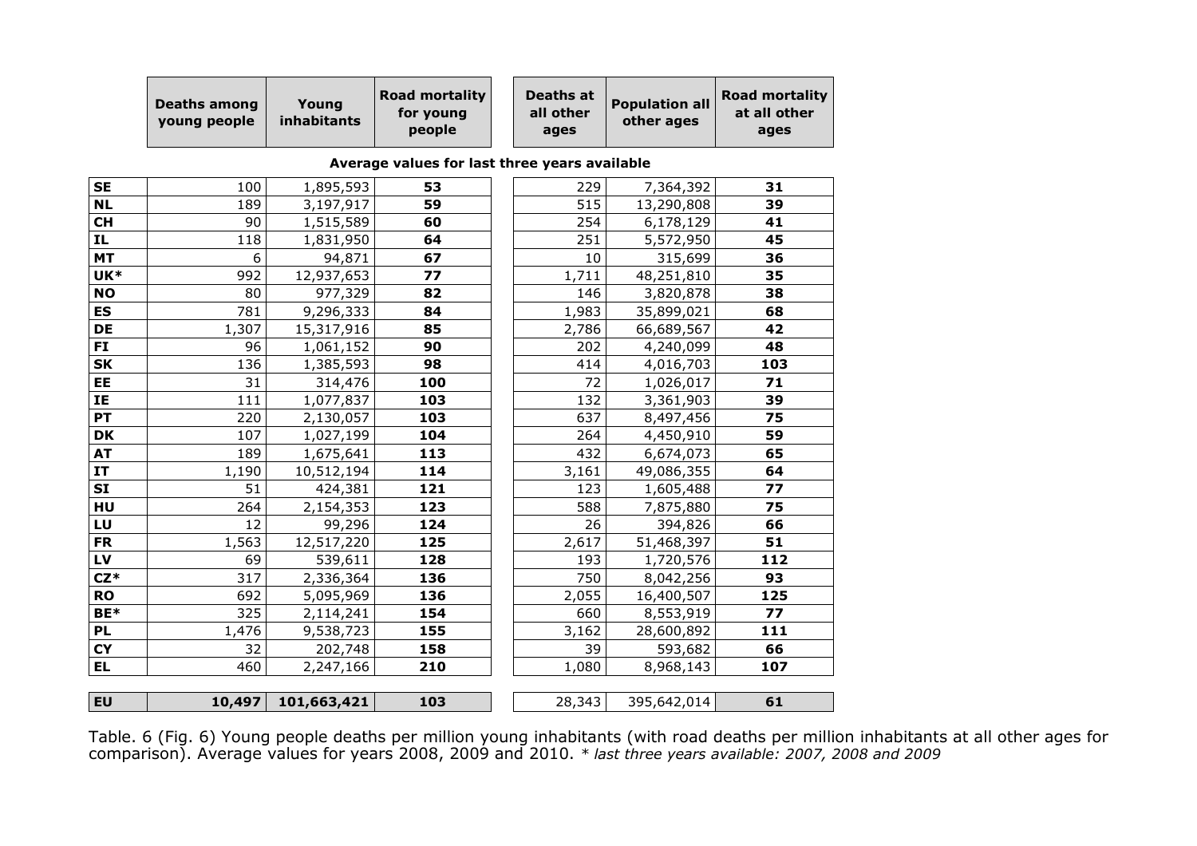| | Deaths among young people | Young inhabitants | Road mortality for young people | Deaths at all other ages | Population all other ages | Road mortality at all other ages |
|---|---|---|---|---|---|---|
| | **Average values for last three years available** | | | | | |
| **SE** | 100 | 1,895,593 | **53** | 229 | 7,364,392 | **31** |
| **NL** | 189 | 3,197,917 | **59** | 515 | 13,290,808 | **39** |
| **CH** | 90 | 1,515,589 | **60** | 254 | 6,178,129 | **41** |
| **IL** | 118 | 1,831,950 | **64** | 251 | 5,572,950 | **45** |
| **MT** | 6 | 94,871 | **67** | 10 | 315,699 | **36** |
| **UK*** | 992 | 12,937,653 | **77** | 1,711 | 48,251,810 | **35** |
| **NO** | 80 | 977,329 | **82** | 146 | 3,820,878 | **38** |
| **ES** | 781 | 9,296,333 | **84** | 1,983 | 35,899,021 | **68** |
| **DE** | 1,307 | 15,317,916 | **85** | 2,786 | 66,689,567 | **42** |
| **FI** | 96 | 1,061,152 | **90** | 202 | 4,240,099 | **48** |
| **SK** | 136 | 1,385,593 | **98** | 414 | 4,016,703 | **103** |
| **EE** | 31 | 314,476 | **100** | 72 | 1,026,017 | **71** |
| **IE** | 111 | 1,077,837 | **103** | 132 | 3,361,903 | **39** |
| **PT** | 220 | 2,130,057 | **103** | 637 | 8,497,456 | **75** |
| **DK** | 107 | 1,027,199 | **104** | 264 | 4,450,910 | **59** |
| **AT** | 189 | 1,675,641 | **113** | 432 | 6,674,073 | **65** |
| **IT** | 1,190 | 10,512,194 | **114** | 3,161 | 49,086,355 | **64** |
| **SI** | 51 | 424,381 | **121** | 123 | 1,605,488 | **77** |
| **HU** | 264 | 2,154,353 | **123** | 588 | 7,875,880 | **75** |
| **LU** | 12 | 99,296 | **124** | 26 | 394,826 | **66** |
| **FR** | 1,563 | 12,517,220 | **125** | 2,617 | 51,468,397 | **51** |
| **LV** | 69 | 539,611 | **128** | 193 | 1,720,576 | **112** |
| **CZ*** | 317 | 2,336,364 | **136** | 750 | 8,042,256 | **93** |
| **RO** | 692 | 5,095,969 | **136** | 2,055 | 16,400,507 | **125** |
| **BE*** | 325 | 2,114,241 | **154** | 660 | 8,553,919 | **77** |
| **PL** | 1,476 | 9,538,723 | **155** | 3,162 | 28,600,892 | **111** |
| **CY** | 32 | 202,748 | **158** | 39 | 593,682 | **66** |
| **EL** | 460 | 2,247,166 | **210** | 1,080 | 8,968,143 | **107** |
| **EU** | **10,497** | **101,663,421** | **103** | 28,343 | 395,642,014 | **61** |

Table. 6 (Fig. 6) Young people deaths per million young inhabitants (with road deaths per million inhabitants at all other ages for comparison). Average values for years 2008, 2009 and 2010. *\* last three years available: 2007, 2008 and 2009*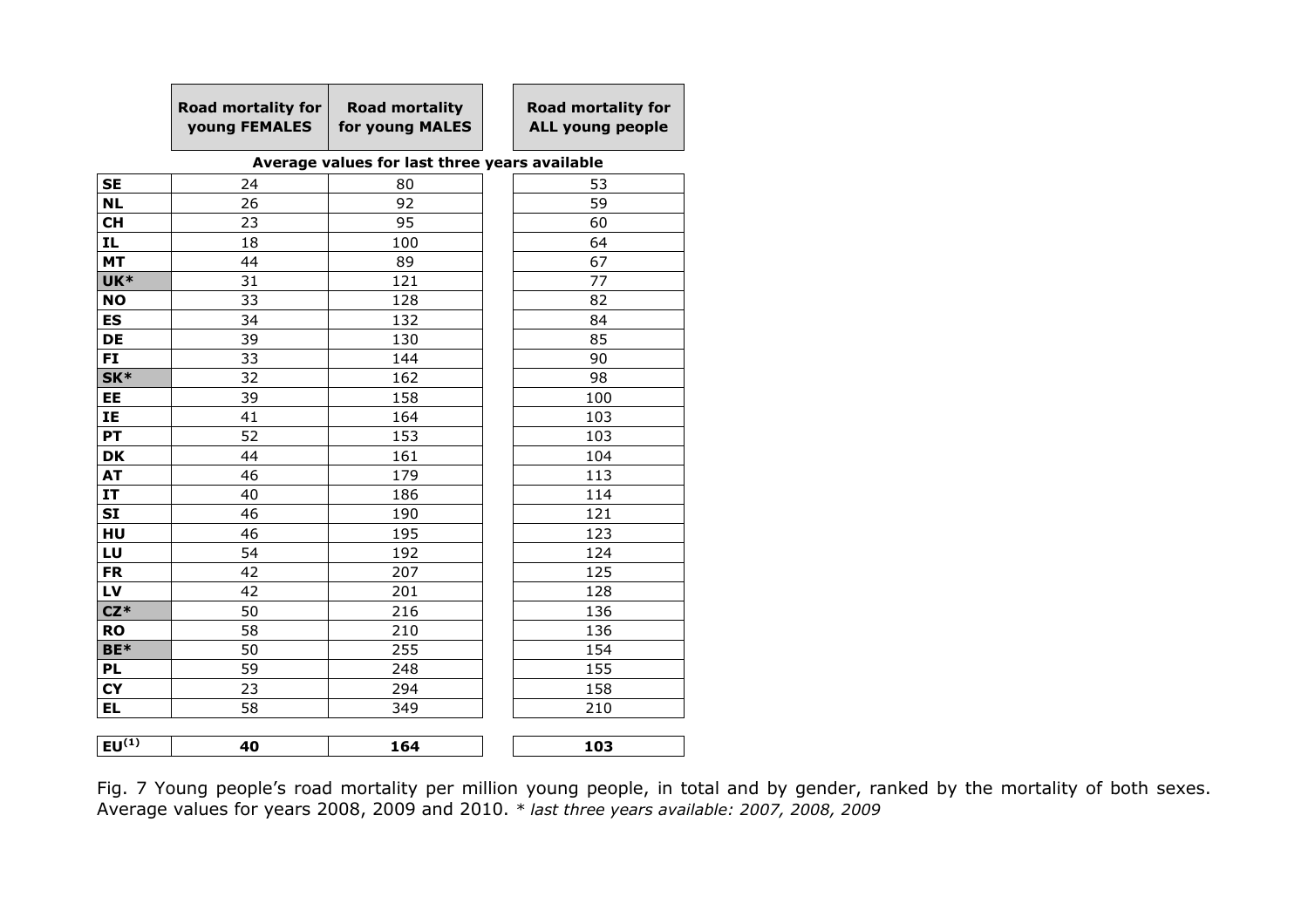| | Road mortality for young FEMALES | Road mortality for young MALES | Road mortality for ALL young people |
|---|---|---|---|
| | Average values for last three years available | | |
| SE | 24 | 80 | 53 |
| NL | 26 | 92 | 59 |
| CH | 23 | 95 | 60 |
| IL | 18 | 100 | 64 |
| MT | 44 | 89 | 67 |
| UK* | 31 | 121 | 77 |
| NO | 33 | 128 | 82 |
| ES | 34 | 132 | 84 |
| DE | 39 | 130 | 85 |
| FI | 33 | 144 | 90 |
| SK* | 32 | 162 | 98 |
| EE | 39 | 158 | 100 |
| IE | 41 | 164 | 103 |
| PT | 52 | 153 | 103 |
| DK | 44 | 161 | 104 |
| AT | 46 | 179 | 113 |
| IT | 40 | 186 | 114 |
| SI | 46 | 190 | 121 |
| HU | 46 | 195 | 123 |
| LU | 54 | 192 | 124 |
| FR | 42 | 207 | 125 |
| LV | 42 | 201 | 128 |
| CZ* | 50 | 216 | 136 |
| RO | 58 | 210 | 136 |
| BE* | 50 | 255 | 154 |
| PL | 59 | 248 | 155 |
| CY | 23 | 294 | 158 |
| EL | 58 | 349 | 210 |
| **EU(1)** | **40** | **164** | **103** |

Fig. 7 Young people's road mortality per million young people, in total and by gender, ranked by the mortality of both sexes. Average values for years 2008, 2009 and 2010. *\* last three years available: 2007, 2008, 2009*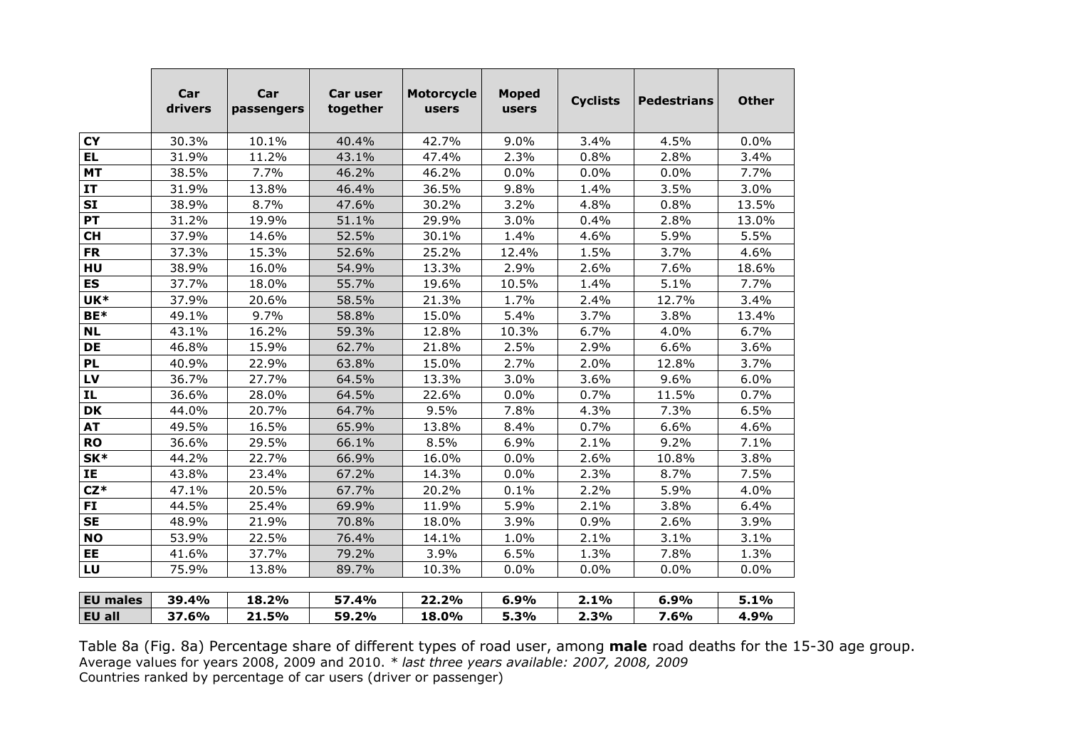|  | Car drivers | Car passengers | Car user together | Motorcycle users | Moped users | Cyclists | Pedestrians | Other |
|---|---|---|---|---|---|---|---|---|
| **CY** | 30.3% | 10.1% | 40.4% | 42.7% | 9.0% | 3.4% | 4.5% | 0.0% |
| **EL** | 31.9% | 11.2% | 43.1% | 47.4% | 2.3% | 0.8% | 2.8% | 3.4% |
| **MT** | 38.5% | 7.7% | 46.2% | 46.2% | 0.0% | 0.0% | 0.0% | 7.7% |
| **IT** | 31.9% | 13.8% | 46.4% | 36.5% | 9.8% | 1.4% | 3.5% | 3.0% |
| **SI** | 38.9% | 8.7% | 47.6% | 30.2% | 3.2% | 4.8% | 0.8% | 13.5% |
| **PT** | 31.2% | 19.9% | 51.1% | 29.9% | 3.0% | 0.4% | 2.8% | 13.0% |
| **CH** | 37.9% | 14.6% | 52.5% | 30.1% | 1.4% | 4.6% | 5.9% | 5.5% |
| **FR** | 37.3% | 15.3% | 52.6% | 25.2% | 12.4% | 1.5% | 3.7% | 4.6% |
| **HU** | 38.9% | 16.0% | 54.9% | 13.3% | 2.9% | 2.6% | 7.6% | 18.6% |
| **ES** | 37.7% | 18.0% | 55.7% | 19.6% | 10.5% | 1.4% | 5.1% | 7.7% |
| **UK*** | 37.9% | 20.6% | 58.5% | 21.3% | 1.7% | 2.4% | 12.7% | 3.4% |
| **BE*** | 49.1% | 9.7% | 58.8% | 15.0% | 5.4% | 3.7% | 3.8% | 13.4% |
| **NL** | 43.1% | 16.2% | 59.3% | 12.8% | 10.3% | 6.7% | 4.0% | 6.7% |
| **DE** | 46.8% | 15.9% | 62.7% | 21.8% | 2.5% | 2.9% | 6.6% | 3.6% |
| **PL** | 40.9% | 22.9% | 63.8% | 15.0% | 2.7% | 2.0% | 12.8% | 3.7% |
| **LV** | 36.7% | 27.7% | 64.5% | 13.3% | 3.0% | 3.6% | 9.6% | 6.0% |
| **IL** | 36.6% | 28.0% | 64.5% | 22.6% | 0.0% | 0.7% | 11.5% | 0.7% |
| **DK** | 44.0% | 20.7% | 64.7% | 9.5% | 7.8% | 4.3% | 7.3% | 6.5% |
| **AT** | 49.5% | 16.5% | 65.9% | 13.8% | 8.4% | 0.7% | 6.6% | 4.6% |
| **RO** | 36.6% | 29.5% | 66.1% | 8.5% | 6.9% | 2.1% | 9.2% | 7.1% |
| **SK*** | 44.2% | 22.7% | 66.9% | 16.0% | 0.0% | 2.6% | 10.8% | 3.8% |
| **IE** | 43.8% | 23.4% | 67.2% | 14.3% | 0.0% | 2.3% | 8.7% | 7.5% |
| **CZ*** | 47.1% | 20.5% | 67.7% | 20.2% | 0.1% | 2.2% | 5.9% | 4.0% |
| **FI** | 44.5% | 25.4% | 69.9% | 11.9% | 5.9% | 2.1% | 3.8% | 6.4% |
| **SE** | 48.9% | 21.9% | 70.8% | 18.0% | 3.9% | 0.9% | 2.6% | 3.9% |
| **NO** | 53.9% | 22.5% | 76.4% | 14.1% | 1.0% | 2.1% | 3.1% | 3.1% |
| **EE** | 41.6% | 37.7% | 79.2% | 3.9% | 6.5% | 1.3% | 7.8% | 1.3% |
| **LU** | 75.9% | 13.8% | 89.7% | 10.3% | 0.0% | 0.0% | 0.0% | 0.0% |
| **EU males** | **39.4%** | **18.2%** | **57.4%** | **22.2%** | **6.9%** | **2.1%** | **6.9%** | **5.1%** |
| **EU all** | **37.6%** | **21.5%** | **59.2%** | **18.0%** | **5.3%** | **2.3%** | **7.6%** | **4.9%** |

Table 8a (Fig. 8a) Percentage share of different types of road user, among **male** road deaths for the 15-30 age group.
Average values for years 2008, 2009 and 2010. *\* last three years available: 2007, 2008, 2009*
Countries ranked by percentage of car users (driver or passenger)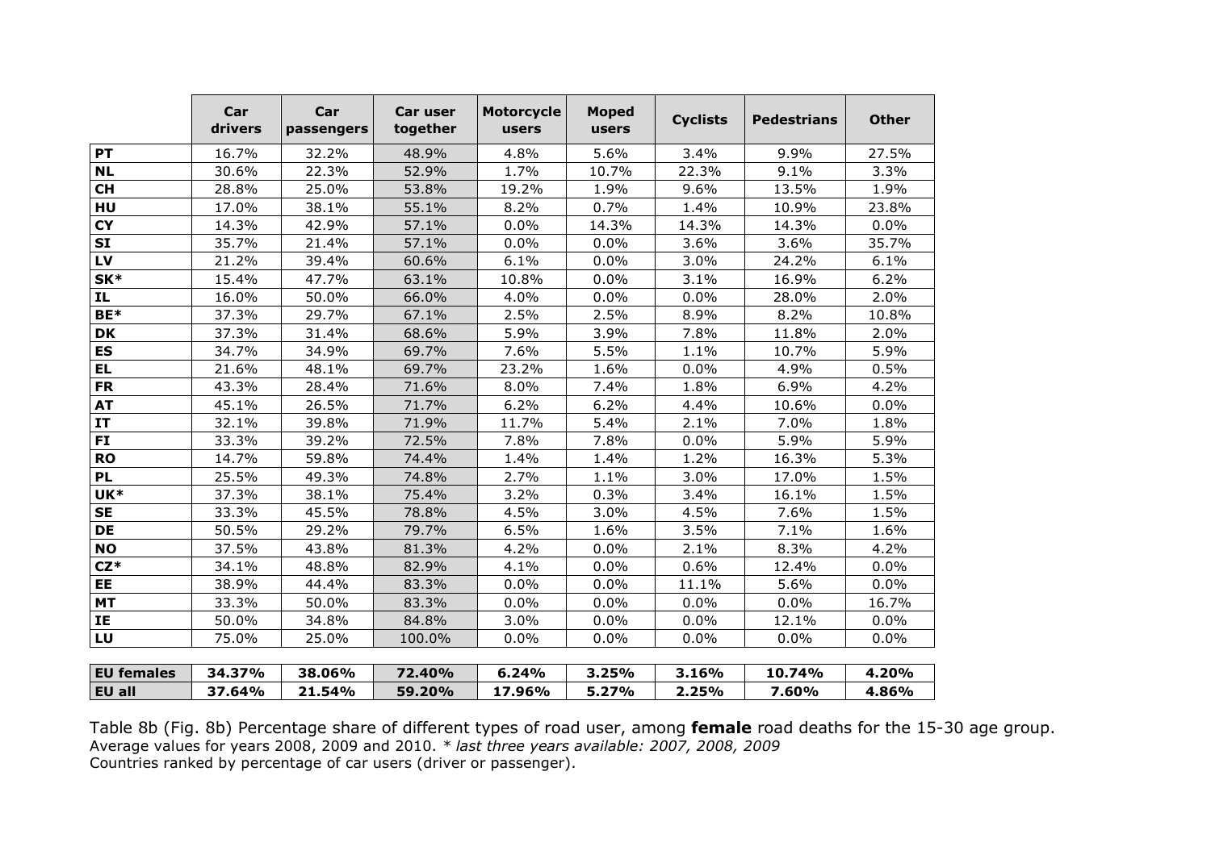| | Car drivers | Car passengers | Car user together | Motorcycle users | Moped users | Cyclists | Pedestrians | Other |
|---|---|---|---|---|---|---|---|---|
| **PT** | 16.7% | 32.2% | 48.9% | 4.8% | 5.6% | 3.4% | 9.9% | 27.5% |
| **NL** | 30.6% | 22.3% | 52.9% | 1.7% | 10.7% | 22.3% | 9.1% | 3.3% |
| **CH** | 28.8% | 25.0% | 53.8% | 19.2% | 1.9% | 9.6% | 13.5% | 1.9% |
| **HU** | 17.0% | 38.1% | 55.1% | 8.2% | 0.7% | 1.4% | 10.9% | 23.8% |
| **CY** | 14.3% | 42.9% | 57.1% | 0.0% | 14.3% | 14.3% | 14.3% | 0.0% |
| **SI** | 35.7% | 21.4% | 57.1% | 0.0% | 0.0% | 3.6% | 3.6% | 35.7% |
| **LV** | 21.2% | 39.4% | 60.6% | 6.1% | 0.0% | 3.0% | 24.2% | 6.1% |
| **SK*** | 15.4% | 47.7% | 63.1% | 10.8% | 0.0% | 3.1% | 16.9% | 6.2% |
| **IL** | 16.0% | 50.0% | 66.0% | 4.0% | 0.0% | 0.0% | 28.0% | 2.0% |
| **BE*** | 37.3% | 29.7% | 67.1% | 2.5% | 2.5% | 8.9% | 8.2% | 10.8% |
| **DK** | 37.3% | 31.4% | 68.6% | 5.9% | 3.9% | 7.8% | 11.8% | 2.0% |
| **ES** | 34.7% | 34.9% | 69.7% | 7.6% | 5.5% | 1.1% | 10.7% | 5.9% |
| **EL** | 21.6% | 48.1% | 69.7% | 23.2% | 1.6% | 0.0% | 4.9% | 0.5% |
| **FR** | 43.3% | 28.4% | 71.6% | 8.0% | 7.4% | 1.8% | 6.9% | 4.2% |
| **AT** | 45.1% | 26.5% | 71.7% | 6.2% | 6.2% | 4.4% | 10.6% | 0.0% |
| **IT** | 32.1% | 39.8% | 71.9% | 11.7% | 5.4% | 2.1% | 7.0% | 1.8% |
| **FI** | 33.3% | 39.2% | 72.5% | 7.8% | 7.8% | 0.0% | 5.9% | 5.9% |
| **RO** | 14.7% | 59.8% | 74.4% | 1.4% | 1.4% | 1.2% | 16.3% | 5.3% |
| **PL** | 25.5% | 49.3% | 74.8% | 2.7% | 1.1% | 3.0% | 17.0% | 1.5% |
| **UK*** | 37.3% | 38.1% | 75.4% | 3.2% | 0.3% | 3.4% | 16.1% | 1.5% |
| **SE** | 33.3% | 45.5% | 78.8% | 4.5% | 3.0% | 4.5% | 7.6% | 1.5% |
| **DE** | 50.5% | 29.2% | 79.7% | 6.5% | 1.6% | 3.5% | 7.1% | 1.6% |
| **NO** | 37.5% | 43.8% | 81.3% | 4.2% | 0.0% | 2.1% | 8.3% | 4.2% |
| **CZ*** | 34.1% | 48.8% | 82.9% | 4.1% | 0.0% | 0.6% | 12.4% | 0.0% |
| **EE** | 38.9% | 44.4% | 83.3% | 0.0% | 0.0% | 11.1% | 5.6% | 0.0% |
| **MT** | 33.3% | 50.0% | 83.3% | 0.0% | 0.0% | 0.0% | 0.0% | 16.7% |
| **IE** | 50.0% | 34.8% | 84.8% | 3.0% | 0.0% | 0.0% | 12.1% | 0.0% |
| **LU** | 75.0% | 25.0% | 100.0% | 0.0% | 0.0% | 0.0% | 0.0% | 0.0% |
| **EU females** | **34.37%** | **38.06%** | **72.40%** | **6.24%** | **3.25%** | **3.16%** | **10.74%** | **4.20%** |
| **EU all** | **37.64%** | **21.54%** | **59.20%** | **17.96%** | **5.27%** | **2.25%** | **7.60%** | **4.86%** |

Table 8b (Fig. 8b) Percentage share of different types of road user, among **female** road deaths for the 15-30 age group.
Average values for years 2008, 2009 and 2010. *\* last three years available: 2007, 2008, 2009*
Countries ranked by percentage of car users (driver or passenger).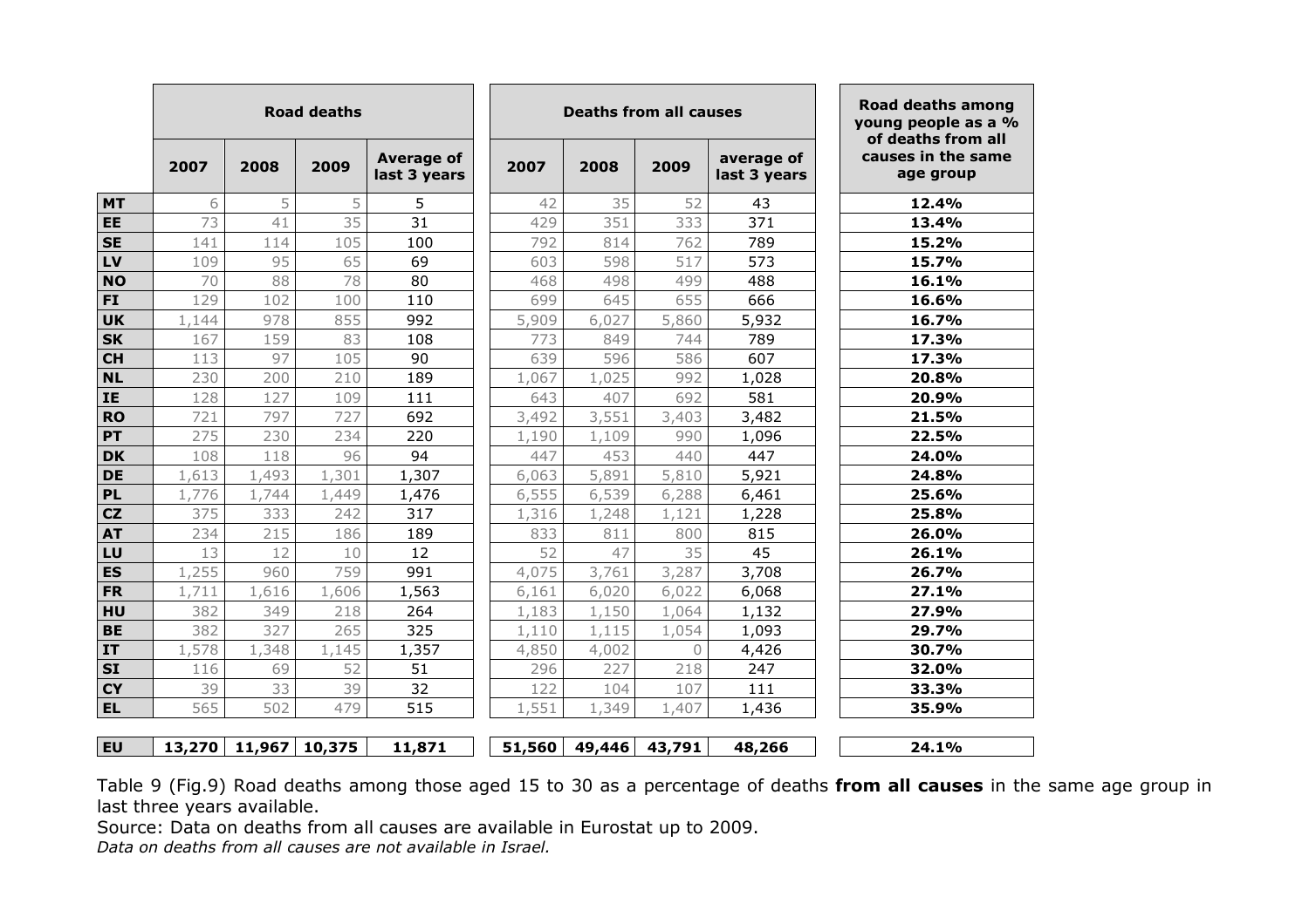| | Road deaths | | | | Deaths from all causes | | | | Road deaths among young people as a % of deaths from all causes in the same age group |
|---|---|---|---|---|---|---|---|---|---|
| | 2007 | 2008 | 2009 | Average of last 3 years | 2007 | 2008 | 2009 | average of last 3 years | |
| **MT** | 6 | 5 | 5 | 5 | 42 | 35 | 52 | 43 | **12.4%** |
| **EE** | 73 | 41 | 35 | 31 | 429 | 351 | 333 | 371 | **13.4%** |
| **SE** | 141 | 114 | 105 | 100 | 792 | 814 | 762 | 789 | **15.2%** |
| **LV** | 109 | 95 | 65 | 69 | 603 | 598 | 517 | 573 | **15.7%** |
| **NO** | 70 | 88 | 78 | 80 | 468 | 498 | 499 | 488 | **16.1%** |
| **FI** | 129 | 102 | 100 | 110 | 699 | 645 | 655 | 666 | **16.6%** |
| **UK** | 1,144 | 978 | 855 | 992 | 5,909 | 6,027 | 5,860 | 5,932 | **16.7%** |
| **SK** | 167 | 159 | 83 | 108 | 773 | 849 | 744 | 789 | **17.3%** |
| **CH** | 113 | 97 | 105 | 90 | 639 | 596 | 586 | 607 | **17.3%** |
| **NL** | 230 | 200 | 210 | 189 | 1,067 | 1,025 | 992 | 1,028 | **20.8%** |
| **IE** | 128 | 127 | 109 | 111 | 643 | 407 | 692 | 581 | **20.9%** |
| **RO** | 721 | 797 | 727 | 692 | 3,492 | 3,551 | 3,403 | 3,482 | **21.5%** |
| **PT** | 275 | 230 | 234 | 220 | 1,190 | 1,109 | 990 | 1,096 | **22.5%** |
| **DK** | 108 | 118 | 96 | 94 | 447 | 453 | 440 | 447 | **24.0%** |
| **DE** | 1,613 | 1,493 | 1,301 | 1,307 | 6,063 | 5,891 | 5,810 | 5,921 | **24.8%** |
| **PL** | 1,776 | 1,744 | 1,449 | 1,476 | 6,555 | 6,539 | 6,288 | 6,461 | **25.6%** |
| **CZ** | 375 | 333 | 242 | 317 | 1,316 | 1,248 | 1,121 | 1,228 | **25.8%** |
| **AT** | 234 | 215 | 186 | 189 | 833 | 811 | 800 | 815 | **26.0%** |
| **LU** | 13 | 12 | 10 | 12 | 52 | 47 | 35 | 45 | **26.1%** |
| **ES** | 1,255 | 960 | 759 | 991 | 4,075 | 3,761 | 3,287 | 3,708 | **26.7%** |
| **FR** | 1,711 | 1,616 | 1,606 | 1,563 | 6,161 | 6,020 | 6,022 | 6,068 | **27.1%** |
| **HU** | 382 | 349 | 218 | 264 | 1,183 | 1,150 | 1,064 | 1,132 | **27.9%** |
| **BE** | 382 | 327 | 265 | 325 | 1,110 | 1,115 | 1,054 | 1,093 | **29.7%** |
| **IT** | 1,578 | 1,348 | 1,145 | 1,357 | 4,850 | 4,002 | 0 | 4,426 | **30.7%** |
| **SI** | 116 | 69 | 52 | 51 | 296 | 227 | 218 | 247 | **32.0%** |
| **CY** | 39 | 33 | 39 | 32 | 122 | 104 | 107 | 111 | **33.3%** |
| **EL** | 565 | 502 | 479 | 515 | 1,551 | 1,349 | 1,407 | 1,436 | **35.9%** |
| **EU** | **13,270** | **11,967** | **10,375** | **11,871** | **51,560** | **49,446** | **43,791** | **48,266** | **24.1%** |

Table 9 (Fig.9) Road deaths among those aged 15 to 30 as a percentage of deaths **from all causes** in the same age group in last three years available.

Source: Data on deaths from all causes are available in Eurostat up to 2009.

*Data on deaths from all causes are not available in Israel.*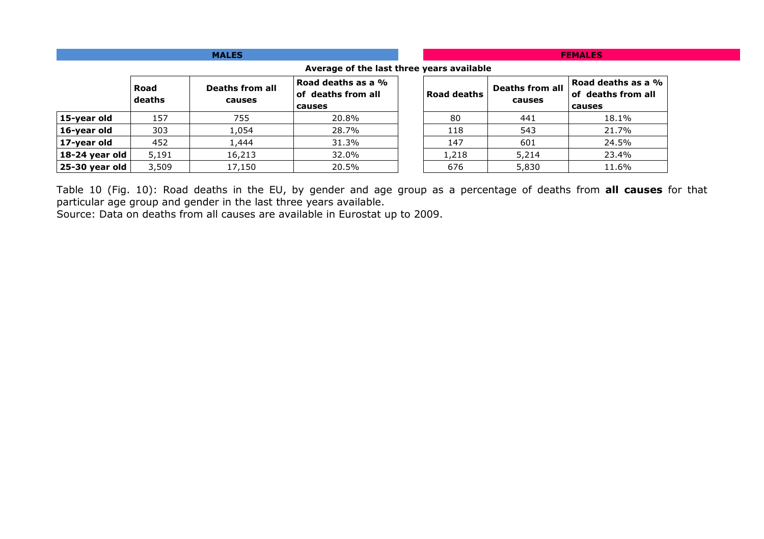| | MALES | | | FEMALES | | |
|---|---|---|---|---|---|---|
| | Average of the last three years available | | | | | |
| | Road deaths | Deaths from all causes | Road deaths as a % of deaths from all causes | Road deaths | Deaths from all causes | Road deaths as a % of deaths from all causes |
| **15-year old** | 157 | 755 | 20.8% | 80 | 441 | 18.1% |
| **16-year old** | 303 | 1,054 | 28.7% | 118 | 543 | 21.7% |
| **17-year old** | 452 | 1,444 | 31.3% | 147 | 601 | 24.5% |
| **18-24 year old** | 5,191 | 16,213 | 32.0% | 1,218 | 5,214 | 23.4% |
| **25-30 year old** | 3,509 | 17,150 | 20.5% | 676 | 5,830 | 11.6% |

Table 10 (Fig. 10): Road deaths in the EU, by gender and age group as a percentage of deaths from **all causes** for that particular age group and gender in the last three years available.
Source: Data on deaths from all causes are available in Eurostat up to 2009.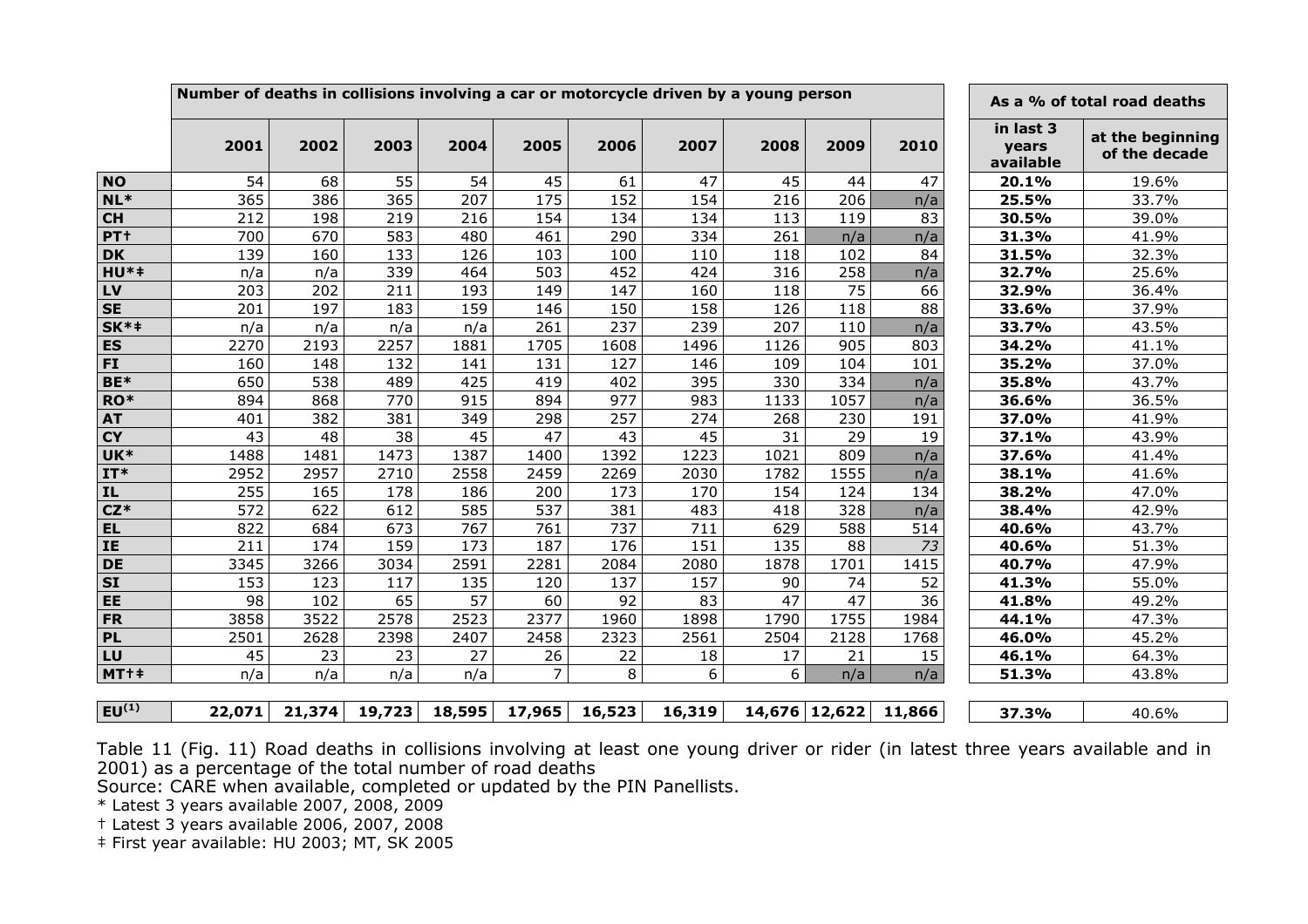| | Number of deaths in collisions involving a car or motorcycle driven by a young person | | | | | | | | | | As a % of total road deaths | |
|---|---|---|---|---|---|---|---|---|---|---|---|---|
| | **2001** | **2002** | **2003** | **2004** | **2005** | **2006** | **2007** | **2008** | **2009** | **2010** | **in last 3 years available** | **at the beginning of the decade** |
| **NO** | 54 | 68 | 55 | 54 | 45 | 61 | 47 | 45 | 44 | 47 | **20.1%** | 19.6% |
| **NL*** | 365 | 386 | 365 | 207 | 175 | 152 | 154 | 216 | 206 | n/a | **25.5%** | 33.7% |
| **CH** | 212 | 198 | 219 | 216 | 154 | 134 | 134 | 113 | 119 | 83 | **30.5%** | 39.0% |
| **PT†** | 700 | 670 | 583 | 480 | 461 | 290 | 334 | 261 | n/a | n/a | **31.3%** | 41.9% |
| **DK** | 139 | 160 | 133 | 126 | 103 | 100 | 110 | 118 | 102 | 84 | **31.5%** | 32.3% |
| **HU*‡** | n/a | n/a | 339 | 464 | 503 | 452 | 424 | 316 | 258 | n/a | **32.7%** | 25.6% |
| **LV** | 203 | 202 | 211 | 193 | 149 | 147 | 160 | 118 | 75 | 66 | **32.9%** | 36.4% |
| **SE** | 201 | 197 | 183 | 159 | 146 | 150 | 158 | 126 | 118 | 88 | **33.6%** | 37.9% |
| **SK*‡** | n/a | n/a | n/a | n/a | 261 | 237 | 239 | 207 | 110 | n/a | **33.7%** | 43.5% |
| **ES** | 2270 | 2193 | 2257 | 1881 | 1705 | 1608 | 1496 | 1126 | 905 | 803 | **34.2%** | 41.1% |
| **FI** | 160 | 148 | 132 | 141 | 131 | 127 | 146 | 109 | 104 | 101 | **35.2%** | 37.0% |
| **BE*** | 650 | 538 | 489 | 425 | 419 | 402 | 395 | 330 | 334 | n/a | **35.8%** | 43.7% |
| **RO*** | 894 | 868 | 770 | 915 | 894 | 977 | 983 | 1133 | 1057 | n/a | **36.6%** | 36.5% |
| **AT** | 401 | 382 | 381 | 349 | 298 | 257 | 274 | 268 | 230 | 191 | **37.0%** | 41.9% |
| **CY** | 43 | 48 | 38 | 45 | 47 | 43 | 45 | 31 | 29 | 19 | **37.1%** | 43.9% |
| **UK*** | 1488 | 1481 | 1473 | 1387 | 1400 | 1392 | 1223 | 1021 | 809 | n/a | **37.6%** | 41.4% |
| **IT*** | 2952 | 2957 | 2710 | 2558 | 2459 | 2269 | 2030 | 1782 | 1555 | n/a | **38.1%** | 41.6% |
| **IL** | 255 | 165 | 178 | 186 | 200 | 173 | 170 | 154 | 124 | 134 | **38.2%** | 47.0% |
| **CZ*** | 572 | 622 | 612 | 585 | 537 | 381 | 483 | 418 | 328 | n/a | **38.4%** | 42.9% |
| **EL** | 822 | 684 | 673 | 767 | 761 | 737 | 711 | 629 | 588 | 514 | **40.6%** | 43.7% |
| **IE** | 211 | 174 | 159 | 173 | 187 | 176 | 151 | 135 | 88 | *73* | **40.6%** | 51.3% |
| **DE** | 3345 | 3266 | 3034 | 2591 | 2281 | 2084 | 2080 | 1878 | 1701 | 1415 | **40.7%** | 47.9% |
| **SI** | 153 | 123 | 117 | 135 | 120 | 137 | 157 | 90 | 74 | 52 | **41.3%** | 55.0% |
| **EE** | 98 | 102 | 65 | 57 | 60 | 92 | 83 | 47 | 47 | 36 | **41.8%** | 49.2% |
| **FR** | 3858 | 3522 | 2578 | 2523 | 2377 | 1960 | 1898 | 1790 | 1755 | 1984 | **44.1%** | 47.3% |
| **PL** | 2501 | 2628 | 2398 | 2407 | 2458 | 2323 | 2561 | 2504 | 2128 | 1768 | **46.0%** | 45.2% |
| **LU** | 45 | 23 | 23 | 27 | 26 | 22 | 18 | 17 | 21 | 15 | **46.1%** | 64.3% |
| **MT†‡** | n/a | n/a | n/a | n/a | 7 | 8 | 6 | 6 | n/a | n/a | **51.3%** | 43.8% |
| **EU(1)** | **22,071** | **21,374** | **19,723** | **18,595** | **17,965** | **16,523** | **16,319** | **14,676** | **12,622** | **11,866** | **37.3%** | 40.6% |

Table 11 (Fig. 11) Road deaths in collisions involving at least one young driver or rider (in latest three years available and in 2001) as a percentage of the total number of road deaths

Source: CARE when available, completed or updated by the PIN Panellists.

* Latest 3 years available 2007, 2008, 2009

† Latest 3 years available 2006, 2007, 2008

‡ First year available: HU 2003; MT, SK 2005